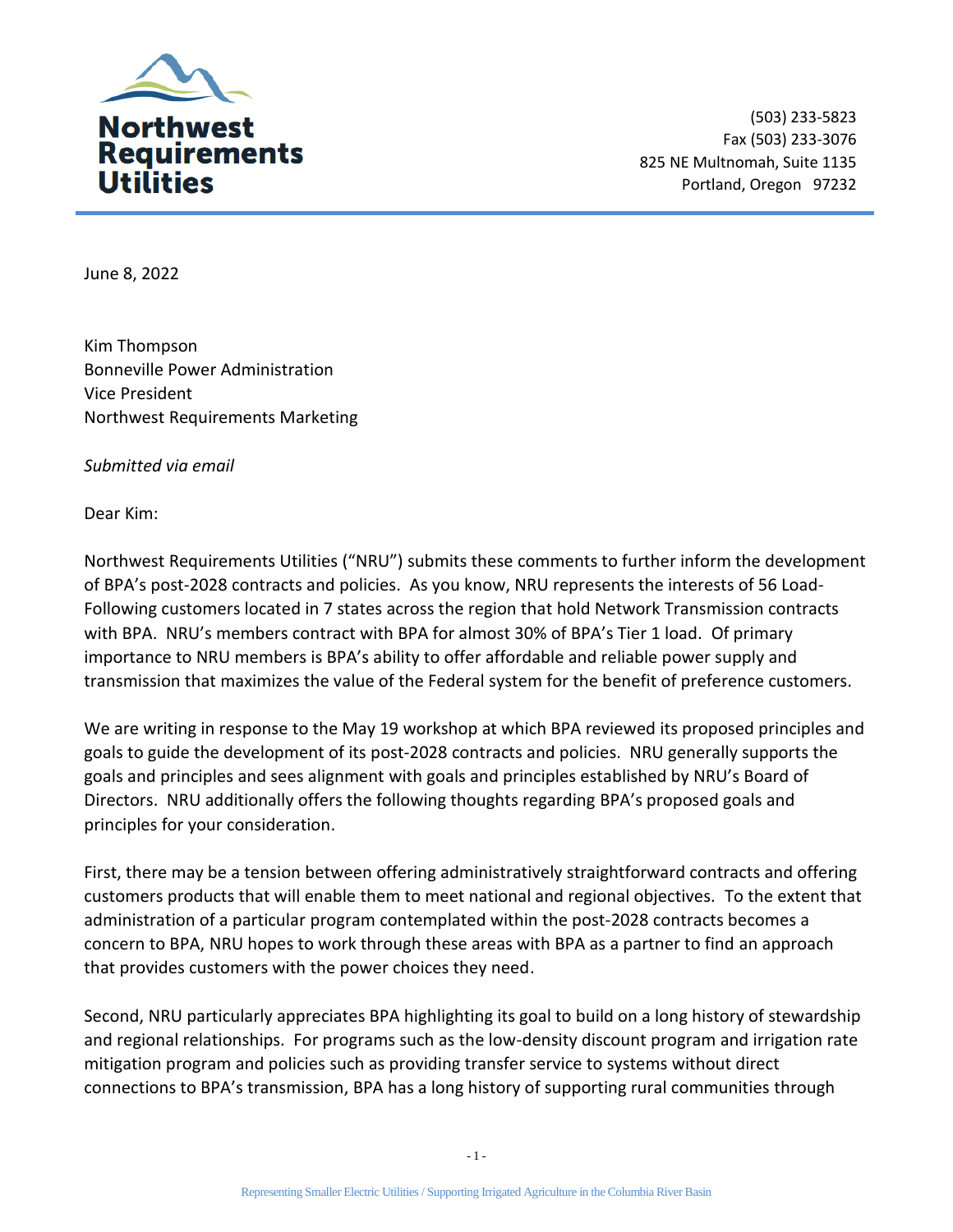**Northwest Requirements Utilities**

(503) 233-5823
Fax (503) 233-3076
825 NE Multnomah, Suite 1135
Portland, Oregon 97232

June 8, 2022

Kim Thompson
Bonneville Power Administration
Vice President
Northwest Requirements Marketing

*Submitted via email*

Dear Kim:

Northwest Requirements Utilities ("NRU") submits these comments to further inform the development of BPA's post-2028 contracts and policies. As you know, NRU represents the interests of 56 Load-Following customers located in 7 states across the region that hold Network Transmission contracts with BPA. NRU's members contract with BPA for almost 30% of BPA's Tier 1 load. Of primary importance to NRU members is BPA's ability to offer affordable and reliable power supply and transmission that maximizes the value of the Federal system for the benefit of preference customers.

We are writing in response to the May 19 workshop at which BPA reviewed its proposed principles and goals to guide the development of its post-2028 contracts and policies. NRU generally supports the goals and principles and sees alignment with goals and principles established by NRU's Board of Directors. NRU additionally offers the following thoughts regarding BPA's proposed goals and principles for your consideration.

First, there may be a tension between offering administratively straightforward contracts and offering customers products that will enable them to meet national and regional objectives. To the extent that administration of a particular program contemplated within the post-2028 contracts becomes a concern to BPA, NRU hopes to work through these areas with BPA as a partner to find an approach that provides customers with the power choices they need.

Second, NRU particularly appreciates BPA highlighting its goal to build on a long history of stewardship and regional relationships. For programs such as the low-density discount program and irrigation rate mitigation program and policies such as providing transfer service to systems without direct connections to BPA's transmission, BPA has a long history of supporting rural communities through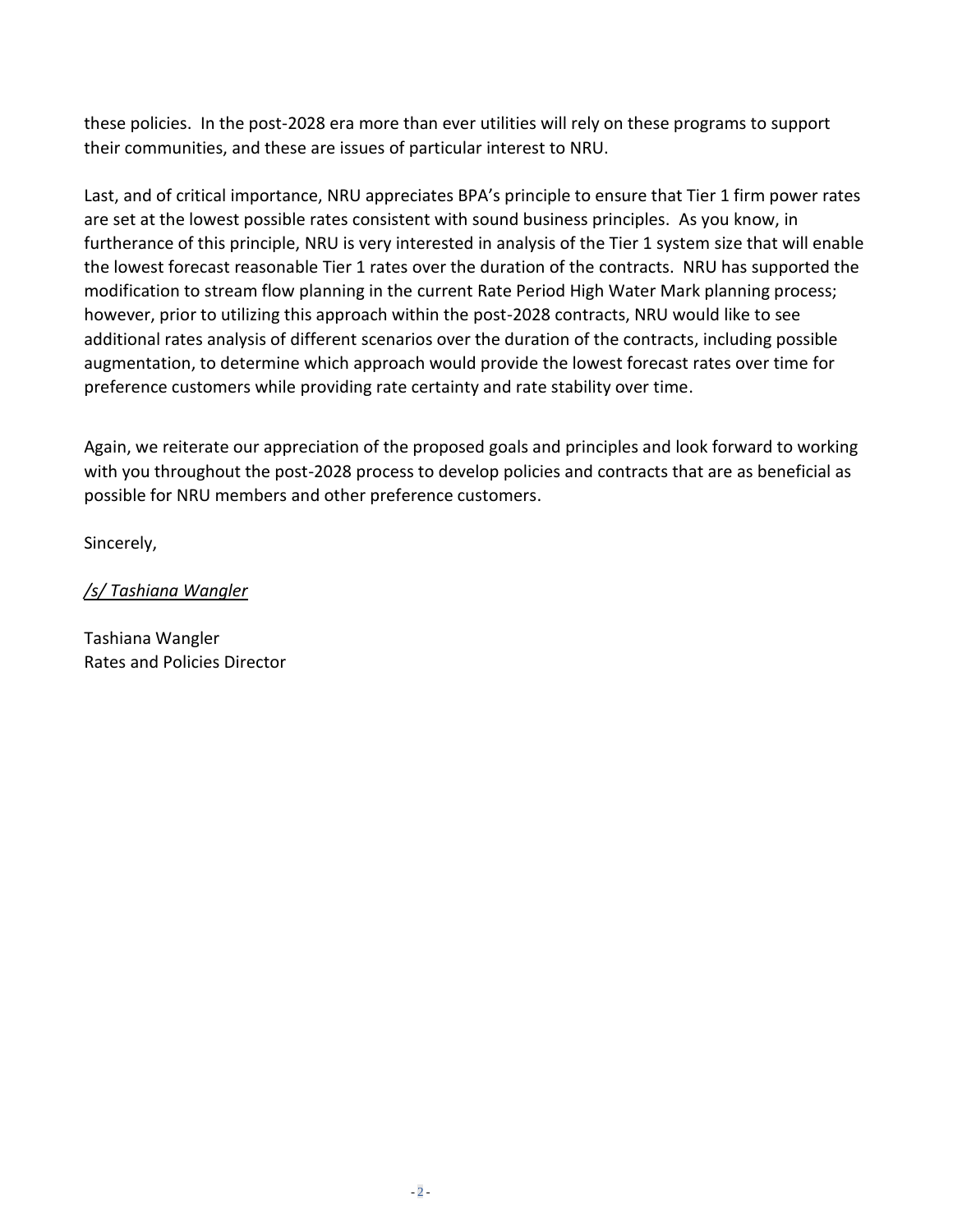these policies. In the post-2028 era more than ever utilities will rely on these programs to support their communities, and these are issues of particular interest to NRU.

Last, and of critical importance, NRU appreciates BPA's principle to ensure that Tier 1 firm power rates are set at the lowest possible rates consistent with sound business principles. As you know, in furtherance of this principle, NRU is very interested in analysis of the Tier 1 system size that will enable the lowest forecast reasonable Tier 1 rates over the duration of the contracts. NRU has supported the modification to stream flow planning in the current Rate Period High Water Mark planning process; however, prior to utilizing this approach within the post-2028 contracts, NRU would like to see additional rates analysis of different scenarios over the duration of the contracts, including possible augmentation, to determine which approach would provide the lowest forecast rates over time for preference customers while providing rate certainty and rate stability over time.

Again, we reiterate our appreciation of the proposed goals and principles and look forward to working with you throughout the post-2028 process to develop policies and contracts that are as beneficial as possible for NRU members and other preference customers.

Sincerely,

*/s/ Tashiana Wangler*

Tashiana Wangler
Rates and Policies Director